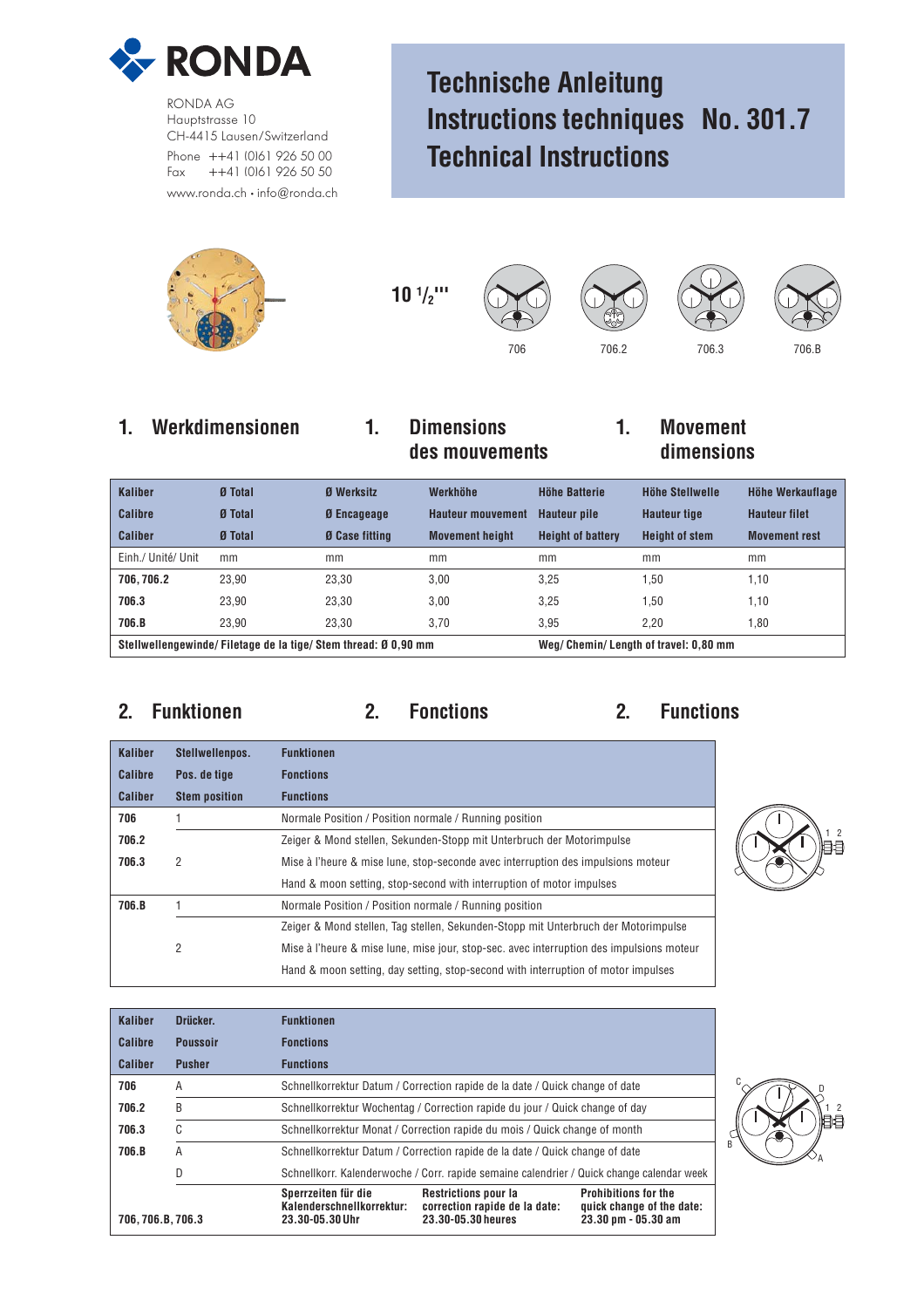RONDA

RONDA AG
Hauptstrasse 10
CH-4415 Lausen/Switzerland
Phone ++41 (0)61 926 50 00
Fax ++41 (0)61 926 50 50
www.ronda.ch • info@ronda.ch

# Technische Anleitung
# Instructions techniques No. 301.7
# Technical Instructions

10 $^1/_2$'''

706 706.2 706.3 706.B

## 1. Werkdimensionen / 1. Dimensions des mouvements / 1. Movement dimensions

| Kaliber / Calibre / Caliber | Ø Total / Ø Total / Ø Total | Ø Werksitz / Ø Encageage / Ø Case fitting | Werkhöhe / Hauteur mouvement / Movement height | Höhe Batterie / Hauteur pile / Height of battery | Höhe Stellwelle / Hauteur tige / Height of stem | Höhe Werkauflage / Hauteur filet / Movement rest |
|---|---|---|---|---|---|---|
| Einh./ Unité/ Unit | mm | mm | mm | mm | mm | mm |
| **706, 706.2** | 23,90 | 23,30 | 3,00 | 3,25 | 1,50 | 1,10 |
| **706.3** | 23,90 | 23,30 | 3,00 | 3,25 | 1,50 | 1,10 |
| **706.B** | 23,90 | 23,30 | 3,70 | 3,95 | 2,20 | 1,80 |
| **Stellwellengewinde/ Filetage de la tige/ Stem thread: Ø 0,90 mm** | | | | **Weg/ Chemin/ Length of travel: 0,80 mm** | | |

## 2. Funktionen / 2. Fonctions / 2. Functions

| Kaliber / Calibre / Caliber | Stellwellenpos. / Pos. de tige / Stem position | Funktionen / Fonctions / Functions |
|---|---|---|
| **706** | 1 | Normale Position / Position normale / Running position |
| **706.2** | | Zeiger & Mond stellen, Sekunden-Stopp mit Unterbruch der Motorimpulse |
| **706.3** | 2 | Mise à l'heure & mise lune, stop-seconde avec interruption des impulsions moteur |
| | | Hand & moon setting, stop-second with interruption of motor impulses |
| **706.B** | 1 | Normale Position / Position normale / Running position |
| | | Zeiger & Mond stellen, Tag stellen, Sekunden-Stopp mit Unterbruch der Motorimpulse |
| | 2 | Mise à l'heure & mise lune, mise jour, stop-sec. avec interruption des impulsions moteur |
| | | Hand & moon setting, day setting, stop-second with interruption of motor impulses |

| Kaliber / Calibre / Caliber | Drücker. / Poussoir / Pusher | Funktionen / Fonctions / Functions |
|---|---|---|
| **706** | A | Schnellkorrektur Datum / Correction rapide de la date / Quick change of date |
| **706.2** | B | Schnellkorrektur Wochentag / Correction rapide du jour / Quick change of day |
| **706.3** | C | Schnellkorrektur Monat / Correction rapide du mois / Quick change of month |
| **706.B** | A | Schnellkorrektur Datum / Correction rapide de la date / Quick change of date |
| | D | Schnellkorr. Kalenderwoche / Corr. rapide semaine calendrier / Quick change calendar week |
| **706, 706.B, 706.3** | | **Sperrzeiten für die Kalenderschnellkorrektur: 23.30-05.30 Uhr** / **Restrictions pour la correction rapide de la date: 23.30-05.30 heures** / **Prohibitions for the quick change of the date: 23.30 pm - 05.30 am** |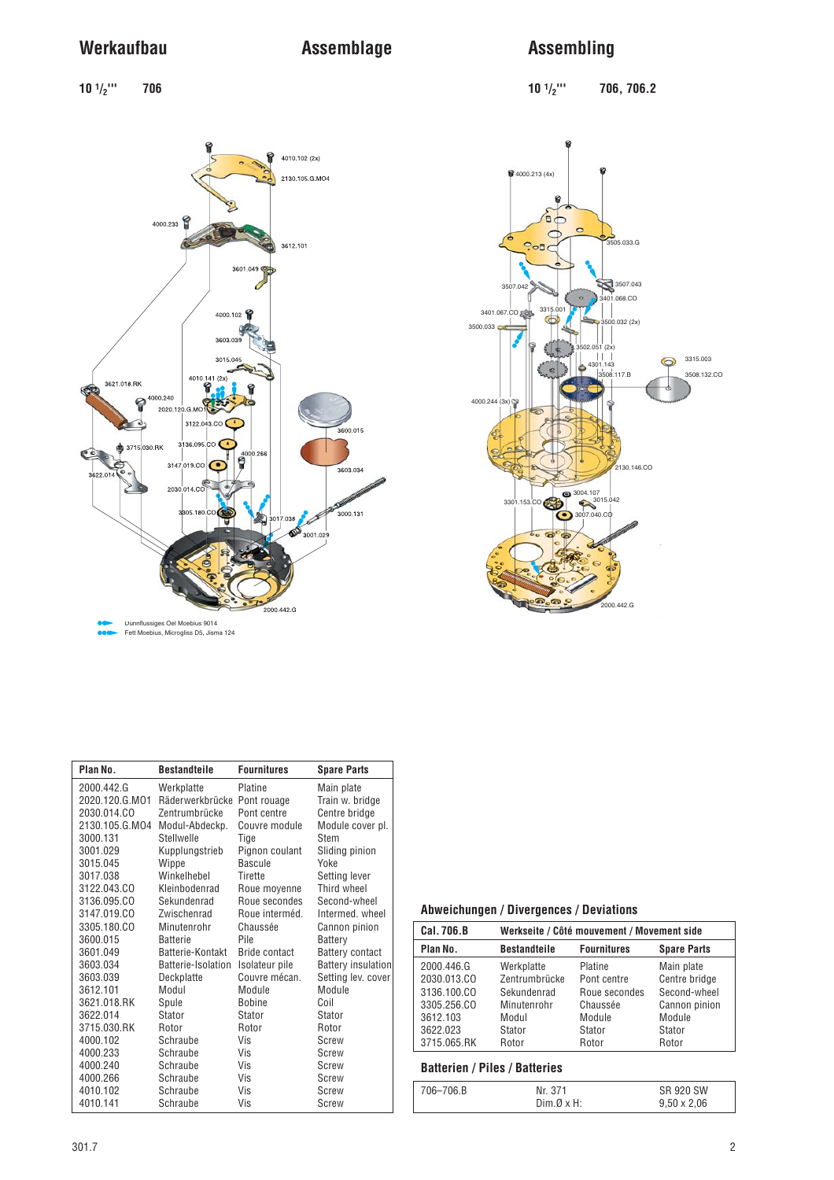# Werkaufbau

# Assemblage

# Assembling

10 1/2''' 706

10 1/2''' 706, 706.2

Dunnflussiges Oel Moebius 9014

Fett Moebius, Microgliss D5, Jisma 124

| Plan No. | Bestandteile | Fournitures | Spare Parts |
|---|---|---|---|
| 2000.442.G | Werkplatte | Platine | Main plate |
| 2020.120.G.MO1 | Räderwerkbrücke | Pont rouage | Train w. bridge |
| 2030.014.CO | Zentrumbrücke | Pont centre | Centre bridge |
| 2130.105.G.MO4 | Modul-Abdeckp. | Couvre module | Module cover pl. |
| 3000.131 | Stellwelle | Tige | Stem |
| 3001.029 | Kupplungstrieb | Pignon coulant | Sliding pinion |
| 3015.045 | Wippe | Bascule | Yoke |
| 3017.038 | Winkelhebel | Tirette | Setting lever |
| 3122.043.CO | Kleinbodenrad | Roue moyenne | Third wheel |
| 3136.095.CO | Sekundenrad | Roue secondes | Second-wheel |
| 3147.019.CO | Zwischenrad | Roue interméd. | Intermed. wheel |
| 3305.180.CO | Minutenrohr | Chaussée | Cannon pinion |
| 3600.015 | Batterie | Pile | Battery |
| 3601.049 | Batterie-Kontakt | Bride contact | Battery contact |
| 3603.034 | Batterie-Isolation | Isolateur pile | Battery insulation |
| 3603.039 | Deckplatte | Couvre mécan. | Setting lev. cover |
| 3612.101 | Modul | Module | Module |
| 3621.018.RK | Spule | Bobine | Coil |
| 3622.014 | Stator | Stator | Stator |
| 3715.030.RK | Rotor | Rotor | Rotor |
| 4000.102 | Schraube | Vis | Screw |
| 4000.233 | Schraube | Vis | Screw |
| 4000.240 | Schraube | Vis | Screw |
| 4000.266 | Schraube | Vis | Screw |
| 4010.102 | Schraube | Vis | Screw |
| 4010.141 | Schraube | Vis | Screw |

## Abweichungen / Divergences / Deviations

| Cal. 706.B | Werkseite / Côté mouvement / Movement side | | |
|---|---|---|---|
| Plan No. | Bestandteile | Fournitures | Spare Parts |
| 2000.446.G | Werkplatte | Platine | Main plate |
| 2030.013.CO | Zentrumbrücke | Pont centre | Centre bridge |
| 3136.100.CO | Sekundenrad | Roue secondes | Second-wheel |
| 3305.256.CO | Minutenrohr | Chaussée | Cannon pinion |
| 3612.103 | Modul | Module | Module |
| 3622.023 | Stator | Stator | Stator |
| 3715.065.RK | Rotor | Rotor | Rotor |

## Batterien / Piles / Batteries

| 706–706.B | Nr. 371<br>Dim.Ø x H: | SR 920 SW<br>9,50 x 2,06 |
|---|---|---|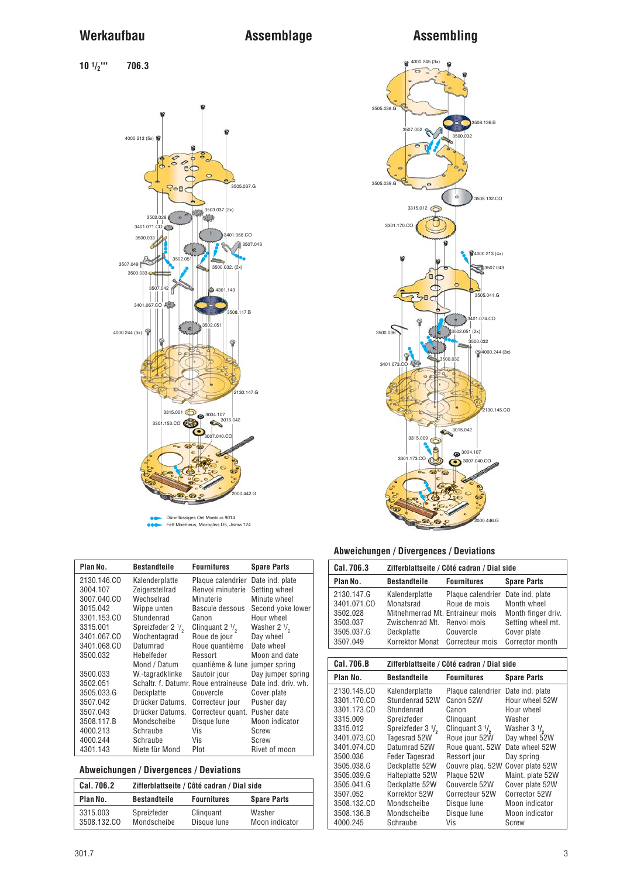# Werkaufbau    Assemblage    Assembling

**10 1/2'''    706.3**

4000.213 (5x)
3505.037.G
3503.037 (2x)
3502.028
3401.071.CO
3401.068.CO
3500.033
3507.043
3502.051
3507.049
3500.032. (2x)
3500.033
3507.042
4301.143
3401.067.CO
3508.117.B
3502.051
4000.244 (3x)
2130.147.G
3315.001
3004.107
3015.042
3301.153.CO
3007.040.CO
2000.442.G

Dünnflüssiges Oel Moebius 9014
Fett Moebieus, Microgliss D5, Jisma 124

4000.245 (3x)
3505.038.G
3508.136.B
3507.052
3500.032
3505.039.G
3508.132.CO
3315.012
3301.170.CO
4000.213 (4x)
3507.043
3505.041.G
3401.074.CO
3500.036
3502.051 (2x)
3500.032
4000.244 (3x)
3500.032
3401.073.CO
2130.145.CO
3015.042
3315.009
3301.173.CO
3004.107
3007.040.CO
2000.446.G

| Plan No. | Bestandteile | Fournitures | Spare Parts |
|---|---|---|---|
| 2130.146.CO | Kalenderplatte | Plaque calendrier | Date ind. plate |
| 3004.107 | Zeigerstellrad | Renvoi minuterie | Setting wheel |
| 3007.040.CO | Wechselrad | Minuterie | Minute wheel |
| 3015.042 | Wippe unten | Bascule dessous | Second yoke lower |
| 3301.153.CO | Stundenrad | Canon | Hour wheel |
| 3315.001 | Spreizfeder 2 1/2 | Clinquant 2 1/2 | Washer 2 1/2 |
| 3401.067.CO | Wochentagrad | Roue de jour | Day wheel |
| 3401.068.CO | Datumrad | Roue quantième | Date wheel |
| 3500.032 | Hebelfeder Mond / Datum | Ressort quantième & lune | Moon and date jumper spring |
| 3500.033 | W.-tagradklinke | Sautoir jour | Day jumper spring |
| 3502.051 | Schaltr. f. Datumr. | Roue entraineuse | Date ind. driv. wh. |
| 3505.033.G | Deckplatte | Couvercle | Cover plate |
| 3507.042 | Drücker Datums. | Correcteur jour | Pusher day |
| 3507.043 | Drücker Datums. | Correcteur quant. | Pusher date |
| 3508.117.B | Mondscheibe | Disque lune | Moon indicator |
| 4000.213 | Schraube | Vis | Screw |
| 4000.244 | Schraube | Vis | Screw |
| 4301.143 | Niete für Mond | Plot | Rivet of moon |

## Abweichungen / Divergences / Deviations

| Cal. 706.2 | Zifferblattseite / Côté cadran / Dial side | | |
|---|---|---|---|
| **Plan No.** | **Bestandteile** | **Fournitures** | **Spare Parts** |
| 3315.003 | Spreizfeder | Clinquant | Washer |
| 3508.132.CO | Mondscheibe | Disque lune | Moon indicator |

## Abweichungen / Divergences / Deviations

| Cal. 706.3 | Zifferblattseite / Côté cadran / Dial side | | |
|---|---|---|---|
| **Plan No.** | **Bestandteile** | **Fournitures** | **Spare Parts** |
| 2130.147.G | Kalenderplatte | Plaque calendrier | Date ind. plate |
| 3401.071.CO | Monatsrad | Roue de mois | Month wheel |
| 3502.028 | Mitnehmerrad Mt. | Entraineur mois | Month finger driv. |
| 3503.037 | Zwischenrad Mt. | Renvoi mois | Setting wheel mt. |
| 3505.037.G | Deckplatte | Couvercle | Cover plate |
| 3507.049 | Korrektor Monat | Correcteur mois | Corrector month |

| Cal. 706.B | Zifferblattseite / Côté cadran / Dial side | | |
|---|---|---|---|
| **Plan No.** | **Bestandteile** | **Fournitures** | **Spare Parts** |
| 2130.145.CO | Kalenderplatte | Plaque calendrier | Date ind. plate |
| 3301.170.CO | Stundenrad 52W | Canon 52W | Hour wheel 52W |
| 3301.173.CO | Stundenrad | Canon | Hour wheel |
| 3315.009 | Spreizfeder | Clinquant | Washer |
| 3315.012 | Spreizfeder 3 1/2 | Clinquant 3 1/2 | Washer 3 1/2 |
| 3401.073.CO | Tagesrad 52W | Roue jour 52W | Day wheel 52W |
| 3401.074.CO | Datumrad 52W | Roue quant. 52W | Date wheel 52W |
| 3500.036 | Feder Tagesrad | Ressort jour | Day spring |
| 3505.038.G | Deckplatte 52W | Couvre plaq. 52W | Cover plate 52W |
| 3505.039.G | Halteplatte 52W | Plaque 52W | Maint. plate 52W |
| 3505.041.G | Deckplatte 52W | Couvercle 52W | Cover plate 52W |
| 3507.052 | Korrektor 52W | Correcteur 52W | Corrector 52W |
| 3508.132.CO | Mondscheibe | Disque lune | Moon indicator |
| 3508.136.B | Mondscheibe | Disque lune | Moon indicator |
| 4000.245 | Schraube | Vis | Screw |

301.7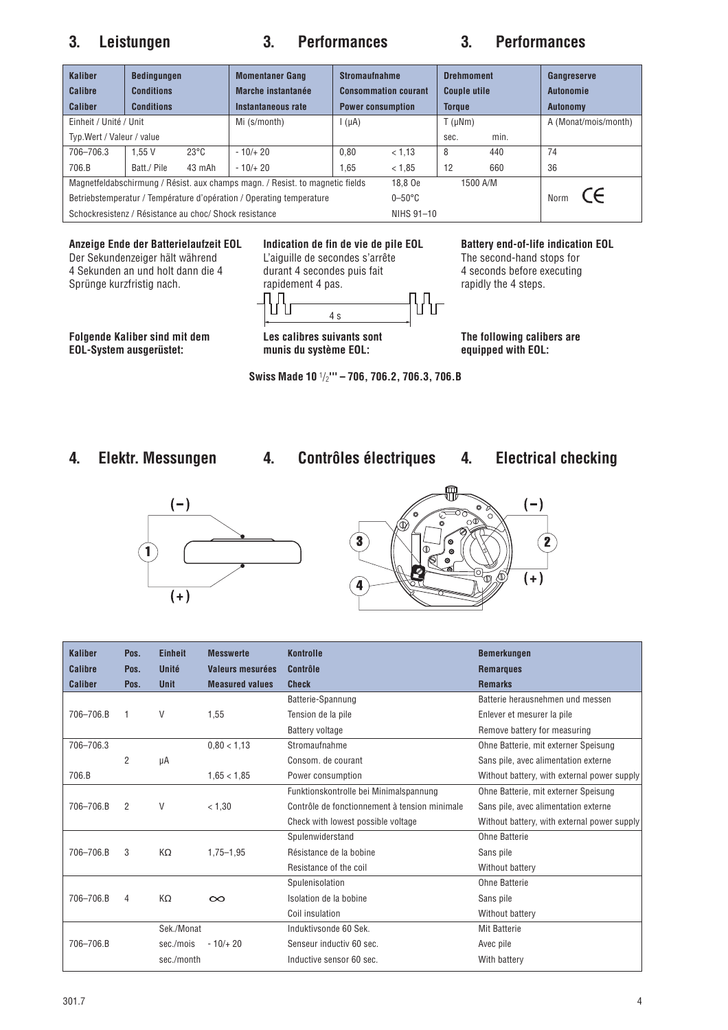## 3. Leistungen  3. Performances  3. Performances

| Kaliber<br>Calibre<br>Caliber | Bedingungen<br>Conditions<br>Conditions | | Momentaner Gang<br>Marche instantanée<br>Instantaneous rate | Stromaufnahme<br>Consommation courant<br>Power consumption | | Drehmoment<br>Couple utile<br>Torque | | Gangreserve<br>Autonomie<br>Autonomy |
|---|---|---|---|---|---|---|---|---|
| Einheit / Unité / Unit | | | Mi (s/month) | I (µA) | | T (µNm) | | A (Monat/mois/month) |
| Typ.Wert / Valeur / value | | | | | | sec. | min. | |
| 706–706.3 | 1,55 V | 23°C | - 10/+ 20 | 0,80 | < 1,13 | 8 | 440 | 74 |
| 706.B | Batt./ Pile | 43 mAh | - 10/+ 20 | 1,65 | < 1,85 | 12 | 660 | 36 |
| Magnetfeldabschirmung / Résist. aux champs magn. / Resist. to magnetic fields | | | | | 18,8 Oe | 1500 A/M | | Norm CE |
| Betriebstemperatur / Température d'opération / Operating temperature | | | | | 0–50°C | | | |
| Schockresistenz / Résistance au choc/ Shock resistance | | | | | NIHS 91–10 | | | |

**Anzeige Ende der Batterielaufzeit EOL**
Der Sekundenzeiger hält während 4 Sekunden an und holt dann die 4 Sprünge kurzfristig nach.

**Indication de fin de vie de pile EOL**
L'aiguille de secondes s'arrête durant 4 secondes puis fait rapidement 4 pas.

**Battery end-of-life indication EOL**
The second-hand stops for 4 seconds before executing rapidly the 4 steps.

4 s

**Folgende Kaliber sind mit dem EOL-System ausgerüstet:**

**Les calibres suivants sont munis du système EOL:**

**The following calibers are equipped with EOL:**

**Swiss Made 10 1/2''' – 706, 706.2, 706.3, 706.B**

## 4. Elektr. Messungen  4. Contrôles électriques  4. Electrical checking

(–) 1 (+)    3 4 (–) 2 (+)

| Kaliber<br>Calibre<br>Caliber | Pos.<br>Pos.<br>Pos. | Einheit<br>Unité<br>Unit | Messwerte<br>Valeurs mesurées<br>Measured values | Kontrolle<br>Contrôle<br>Check | Bemerkungen<br>Remarques<br>Remarks |
|---|---|---|---|---|---|
| 706–706.B | 1 | V | 1,55 | Batterie-Spannung<br>Tension de la pile<br>Battery voltage | Batterie herausnehmen und messen<br>Enlever et mesurer la pile<br>Remove battery for measuring |
| 706–706.3<br><br>706.B | 2 | µA | 0,80 < 1,13<br><br>1,65 < 1,85 | Stromaufnahme<br>Consom. de courant<br>Power consumption | Ohne Batterie, mit externer Speisung<br>Sans pile, avec alimentation externe<br>Without battery, with external power supply |
| 706–706.B | 2 | V | < 1,30 | Funktionskontrolle bei Minimalspannung<br>Contrôle de fonctionnement à tension minimale<br>Check with lowest possible voltage | Ohne Batterie, mit externer Speisung<br>Sans pile, avec alimentation externe<br>Without battery, with external power supply |
| 706–706.B | 3 | KΩ | 1,75–1,95 | Spulenwiderstand<br>Résistance de la bobine<br>Resistance of the coil | Ohne Batterie<br>Sans pile<br>Without battery |
| 706–706.B | 4 | KΩ | ∞ | Spulenisolation<br>Isolation de la bobine<br>Coil insulation | Ohne Batterie<br>Sans pile<br>Without battery |
| 706–706.B | | Sek./Monat<br>sec./mois<br>sec./month | - 10/+ 20 | Induktivsonde 60 Sek.<br>Senseur inductiv 60 sec.<br>Inductive sensor 60 sec. | Mit Batterie<br>Avec pile<br>With battery |

301.7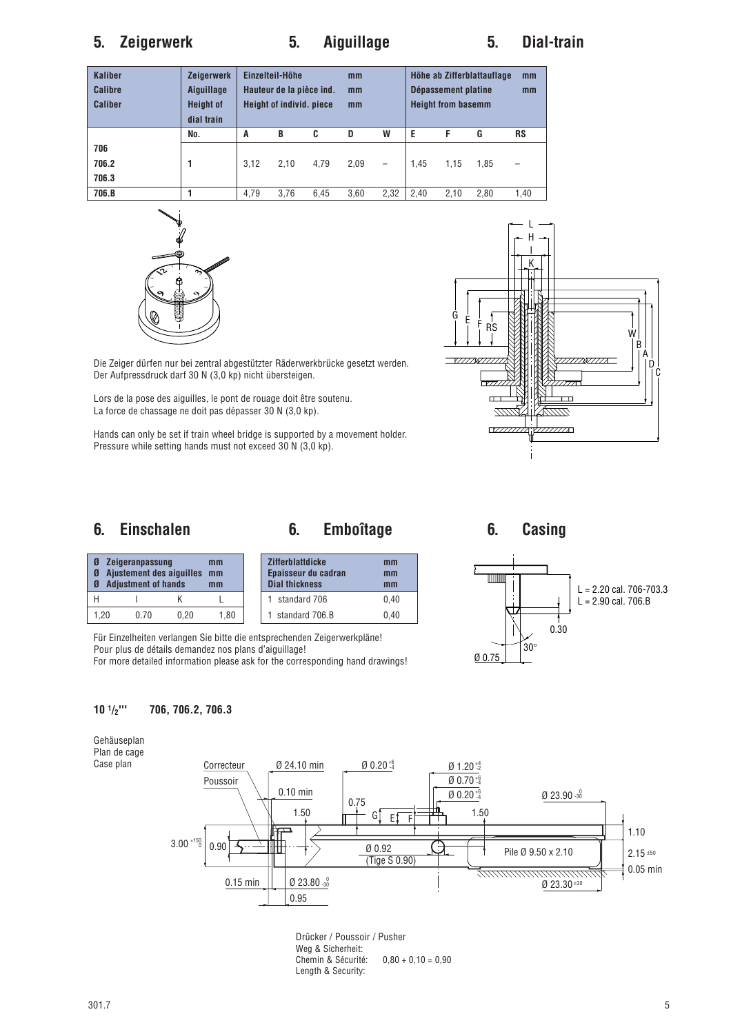## 5. Zeigerwerk 5. Aiguillage 5. Dial-train

| Kaliber<br>Calibre<br>Caliber | Zeigerwerk<br>Aiguillage<br>Height of dial train | Einzelteil-Höhe mm<br>Hauteur de la pièce ind. mm<br>Height of individ. piece mm | | | | | Höhe ab Zifferblattauflage mm<br>Dépassement platine mm<br>Height from basemm | | | |
|---|---|---|---|---|---|---|---|---|---|---|
| | No. | A | B | C | D | W | E | F | G | RS |
| 706<br>706.2<br>706.3 | 1 | 3,12 | 2,10 | 4,79 | 2,09 | – | 1,45 | 1,15 | 1,85 | – |
| 706.B | 1 | 4,79 | 3,76 | 6,45 | 3,60 | 2,32 | 2,40 | 2,10 | 2,80 | 1,40 |

Die Zeiger dürfen nur bei zentral abgestützter Räderwerkbrücke gesetzt werden. Der Aufpressdruck darf 30 N (3,0 kp) nicht übersteigen.

Lors de la pose des aiguilles, le pont de rouage doit être soutenu. La force de chassage ne doit pas dépasser 30 N (3,0 kp).

Hands can only be set if train wheel bridge is supported by a movement holder. Pressure while setting hands must not exceed 30 N (3,0 kp).

## 6. Einschalen 6. Emboîtage 6. Casing

| Ø Zeigeranpassung mm<br>Ø Ajustement des aiguilles mm<br>Ø Adjustment of hands mm | | | |
|---|---|---|---|
| H | I | K | L |
| 1,20 | 0.70 | 0,20 | 1,80 |

| Zifferblattdicke<br>Epaisseur du cadran<br>Dial thickness | mm<br>mm<br>mm |
|---|---|
| 1 standard 706 | 0,40 |
| 1 standard 706.B | 0,40 |

L = 2.20 cal. 706-703.3
L = 2.90 cal. 706.B

0.30

30°

Ø 0.75

Für Einzelheiten verlangen Sie bitte die entsprechenden Zeigerwerkpläne!
Pour plus de détails demandez nos plans d'aiguillage!
For more detailed information please ask for the corresponding hand drawings!

**10 1/2''' 706, 706.2, 706.3**

Gehäuseplan
Plan de cage
Case plan

Correcteur, Poussoir, Ø 24.10 min, 0.10 min, 1.50, 0.75, G, E, F, $Ø\ 0.20^{+6}_{-4}$, $Ø\ 1.20^{+4}_{-2}$, $Ø\ 0.70^{+6}_{-4}$, $Ø\ 0.20^{+6}_{-4}$, 1.50, $Ø\ 23.90_{-30}^{0}$, 1.10, $3.00^{+150}_{0}$, 0.90, Ø 0.92 (Tige S 0.90), Pile Ø 9.50 x 2.10, $2.15^{\pm 50}$, 0.05 min, 0.15 min, $Ø\ 23.80_{-30}^{0}$, 0.95, $Ø\ 23.30^{\pm 30}$

Drücker / Poussoir / Pusher
Weg & Sicherheit:
Chemin & Sécurité: 0,80 + 0,10 = 0,90
Length & Security:

301.7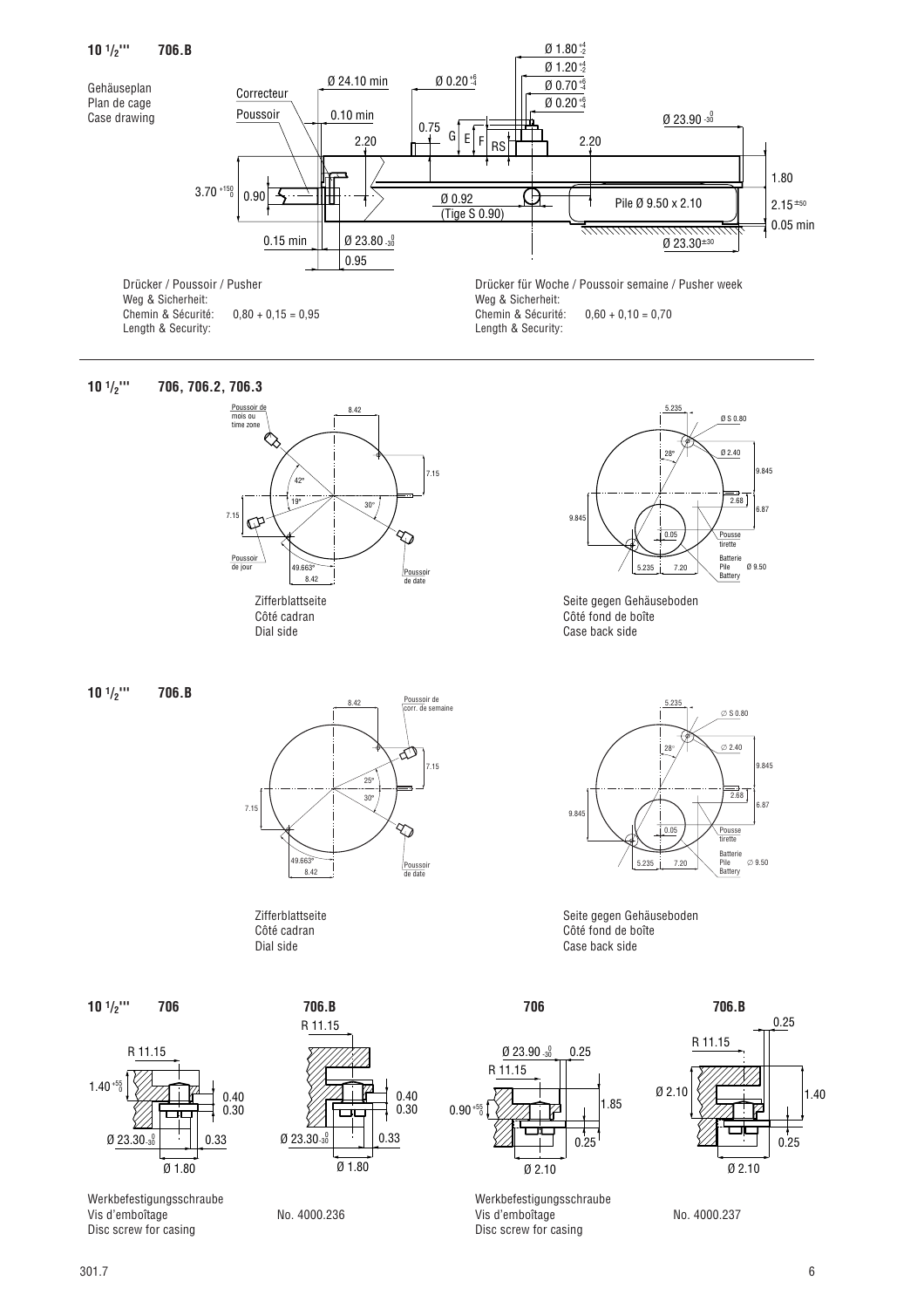## 10 $^1/_2$''' 706.B

Gehäuseplan
Plan de cage
Case drawing

Correcteur
Poussoir
Ø 24.10 min
0.10 min
Ø $0.20^{+6}_{-4}$
Ø $1.80^{+4}_{-2}$
Ø $1.20^{+4}_{-2}$
Ø $0.70^{+6}_{-4}$
Ø $0.20^{+6}_{-4}$
Ø $23.90_{-30}^{0}$
0.75
G E F RS
2.20
2.20
1.80
$3.70^{+150}_{0}$
0.90
Ø 0.92
(Tige S 0.90)
Pile Ø 9.50 x 2.10
$2.15^{\pm 50}$
0.05 min
0.15 min
Ø $23.80_{-30}^{0}$
0.95
Ø $23.30^{\pm 30}$

Drücker / Poussoir / Pusher
Weg & Sicherheit:
Chemin & Sécurité: 0,80 + 0,15 = 0,95
Length & Security:

Drücker für Woche / Poussoir semaine / Pusher week
Weg & Sicherheit:
Chemin & Sécurité: 0,60 + 0,10 = 0,70
Length & Security:

## 10 $^1/_2$''' 706, 706.2, 706.3

Poussoir de mois ou time zone
8.42
7.15
42°
19°
30°
7.15
Poussoir de jour
49.663°
8.42
Poussoir de date

Zifferblattseite
Côté cadran
Dial side

5.235
Ø S 0.80
28°
Ø 2.40
9.845
2.68
6.87
9.845
0.05
Pousse tirette
5.235 7.20
Batterie Pile Battery Ø 9.50

Seite gegen Gehäuseboden
Côté fond de boîte
Case back side

## 10 $^1/_2$''' 706.B

8.42
Poussoir de corr. de semaine
7.15
25°
30°
7.15
49.663°
8.42
Poussoir de date

Zifferblattseite
Côté cadran
Dial side

5.235
∅ S 0.80
28°
∅ 2.40
9.845
2.68
6.87
9.845
0.05
Pousse tirette
5.235 7.20
Batterie Pile Battery ∅ 9.50

Seite gegen Gehäuseboden
Côté fond de boîte
Case back side

## 10 $^1/_2$''' 706 | 706.B | 706 | 706.B

**706:** R 11.15, $1.40^{+55}_{0}$, 0.40, 0.30, Ø $23.30_{-30}^{0}$, 0.33, Ø 1.80

**706.B:** R 11.15, 0.40, 0.30, Ø $23.30_{-30}^{0}$, 0.33, Ø 1.80

Werkbefestigungsschraube
Vis d'emboîtage
Disc screw for casing

No. 4000.236

**706:** Ø $23.90_{-30}^{0}$, 0.25, R 11.15, $0.90^{+55}_{0}$, 1.85, 0.25, Ø 2.10

**706.B:** 0.25, R 11.15, Ø 2.10, 1.40, 0.25, Ø 2.10

Werkbefestigungsschraube
Vis d'emboîtage
Disc screw for casing

No. 4000.237

301.7